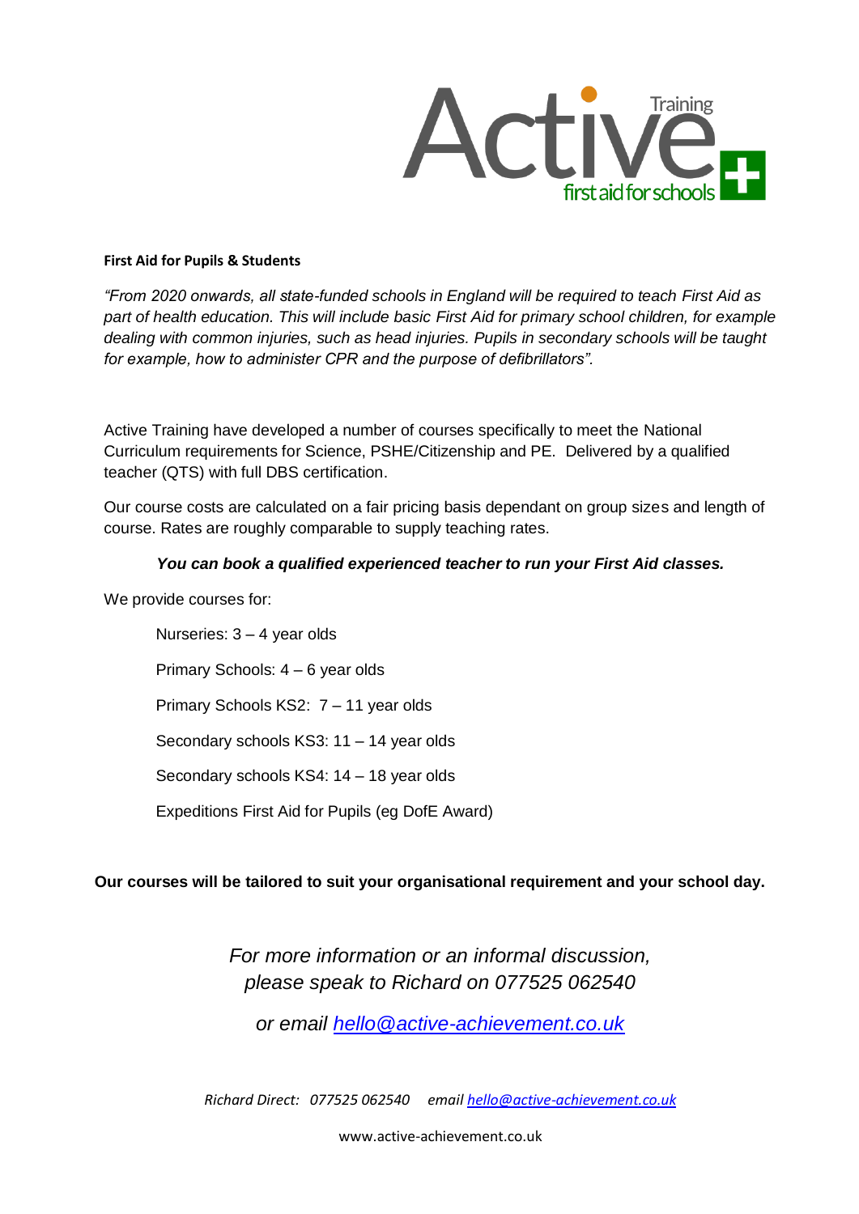Active Training — first aid for schools

**First Aid for Pupils & Students**

*"From 2020 onwards, all state-funded schools in England will be required to teach First Aid as part of health education. This will include basic First Aid for primary school children, for example dealing with common injuries, such as head injuries. Pupils in secondary schools will be taught for example, how to administer CPR and the purpose of defibrillators".*

Active Training have developed a number of courses specifically to meet the National Curriculum requirements for Science, PSHE/Citizenship and PE. Delivered by a qualified teacher (QTS) with full DBS certification.

Our course costs are calculated on a fair pricing basis dependant on group sizes and length of course. Rates are roughly comparable to supply teaching rates.

***You can book a qualified experienced teacher to run your First Aid classes.***

We provide courses for:

- Nurseries: 3 – 4 year olds
- Primary Schools: 4 – 6 year olds
- Primary Schools KS2: 7 – 11 year olds
- Secondary schools KS3: 11 – 14 year olds
- Secondary schools KS4: 14 – 18 year olds
- Expeditions First Aid for Pupils (eg DofE Award)

**Our courses will be tailored to suit your organisational requirement and your school day.**

*For more information or an informal discussion, please speak to Richard on 077525 062540*

*or email [hello@active-achievement.co.uk](mailto:hello@active-achievement.co.uk)*

*Richard Direct: 077525 062540 email [hello@active-achievement.co.uk](mailto:hello@active-achievement.co.uk)*

www.active-achievement.co.uk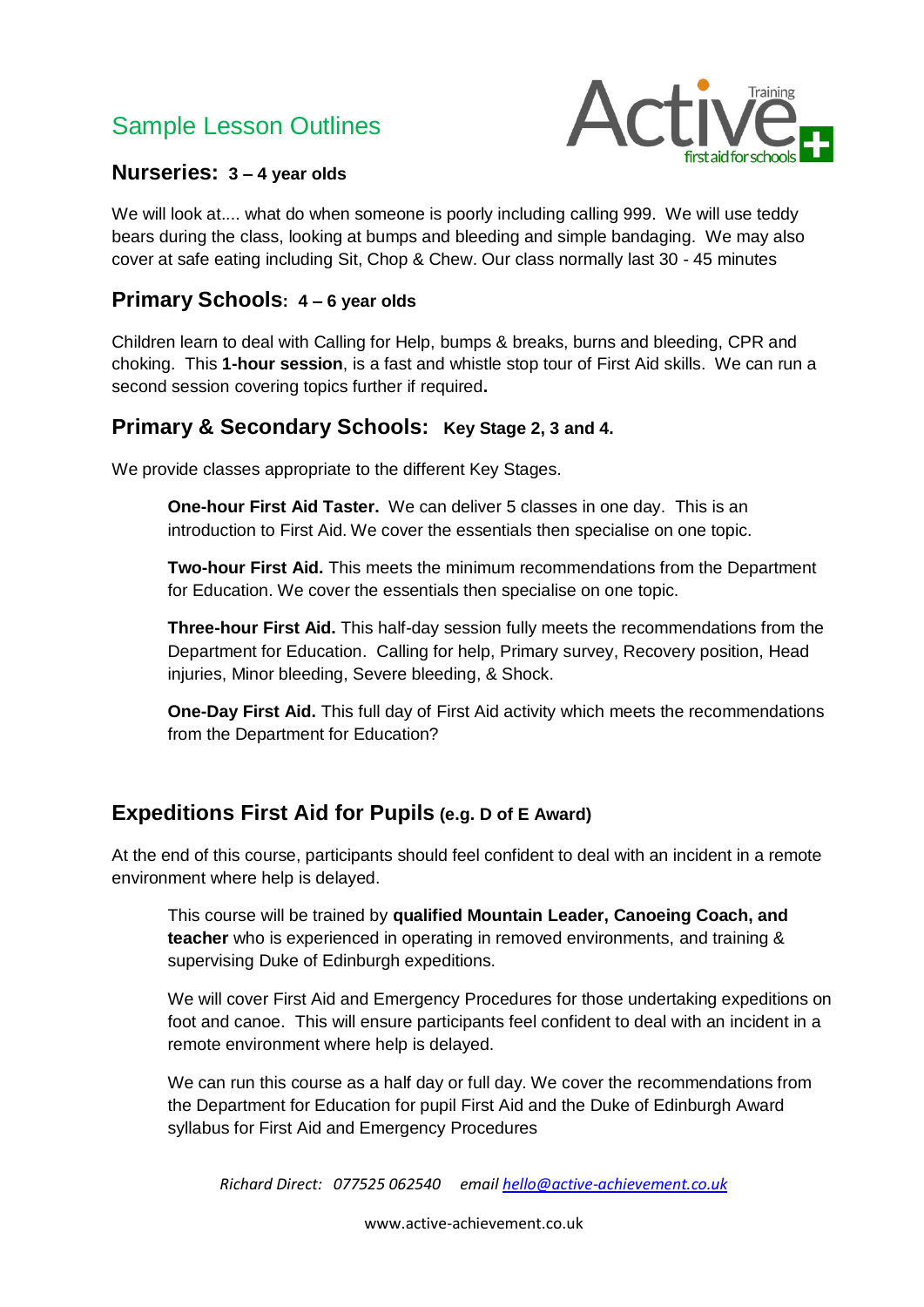# Sample Lesson Outlines

## Nurseries: 3 – 4 year olds

We will look at.... what do when someone is poorly including calling 999. We will use teddy bears during the class, looking at bumps and bleeding and simple bandaging. We may also cover at safe eating including Sit, Chop & Chew. Our class normally last 30 - 45 minutes

## Primary Schools: 4 – 6 year olds

Children learn to deal with Calling for Help, bumps & breaks, burns and bleeding, CPR and choking. This **1-hour session**, is a fast and whistle stop tour of First Aid skills. We can run a second session covering topics further if required**.**

## Primary & Secondary Schools: Key Stage 2, 3 and 4.

We provide classes appropriate to the different Key Stages.

**One-hour First Aid Taster.** We can deliver 5 classes in one day. This is an introduction to First Aid. We cover the essentials then specialise on one topic.

**Two-hour First Aid.** This meets the minimum recommendations from the Department for Education. We cover the essentials then specialise on one topic.

**Three-hour First Aid.** This half-day session fully meets the recommendations from the Department for Education. Calling for help, Primary survey, Recovery position, Head injuries, Minor bleeding, Severe bleeding, & Shock.

**One-Day First Aid.** This full day of First Aid activity which meets the recommendations from the Department for Education?

## Expeditions First Aid for Pupils (e.g. D of E Award)

At the end of this course, participants should feel confident to deal with an incident in a remote environment where help is delayed.

This course will be trained by **qualified Mountain Leader, Canoeing Coach, and teacher** who is experienced in operating in removed environments, and training & supervising Duke of Edinburgh expeditions.

We will cover First Aid and Emergency Procedures for those undertaking expeditions on foot and canoe. This will ensure participants feel confident to deal with an incident in a remote environment where help is delayed.

We can run this course as a half day or full day. We cover the recommendations from the Department for Education for pupil First Aid and the Duke of Edinburgh Award syllabus for First Aid and Emergency Procedures

*Richard Direct: 077525 062540 email [hello@active-achievement.co.uk](mailto:hello@active-achievement.co.uk)*

www.active-achievement.co.uk